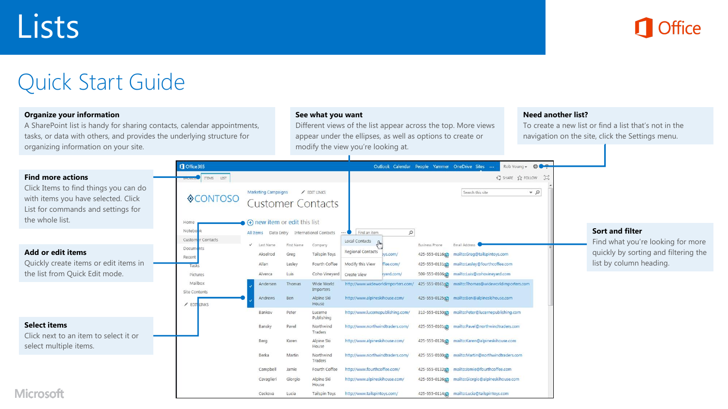# Lists

## Quick Start Guide

### Organize your information

A SharePoint list is handy for sharing contacts, calendar appointments, tasks, or data with others, and provides the underlying structure for organizing information on your site.

### See what you want

Different views of the list appear across the top. More views appear under the ellipses, as well as options to create or modify the view you're looking at.

### Need another list?

To create a new list or find a list that's not in the navigation on the site, click the Settings menu.

### Find more actions

Click Items to find things you can do with items you have selected. Click List for commands and settings for the whole list.

### Add or edit items

Quickly create items or edit items in the list from Quick Edit mode.

### Select items

Click next to an item to select it or select multiple items.

### Sort and filter

Find what you're looking for more quickly by sorting and filtering the list by column heading.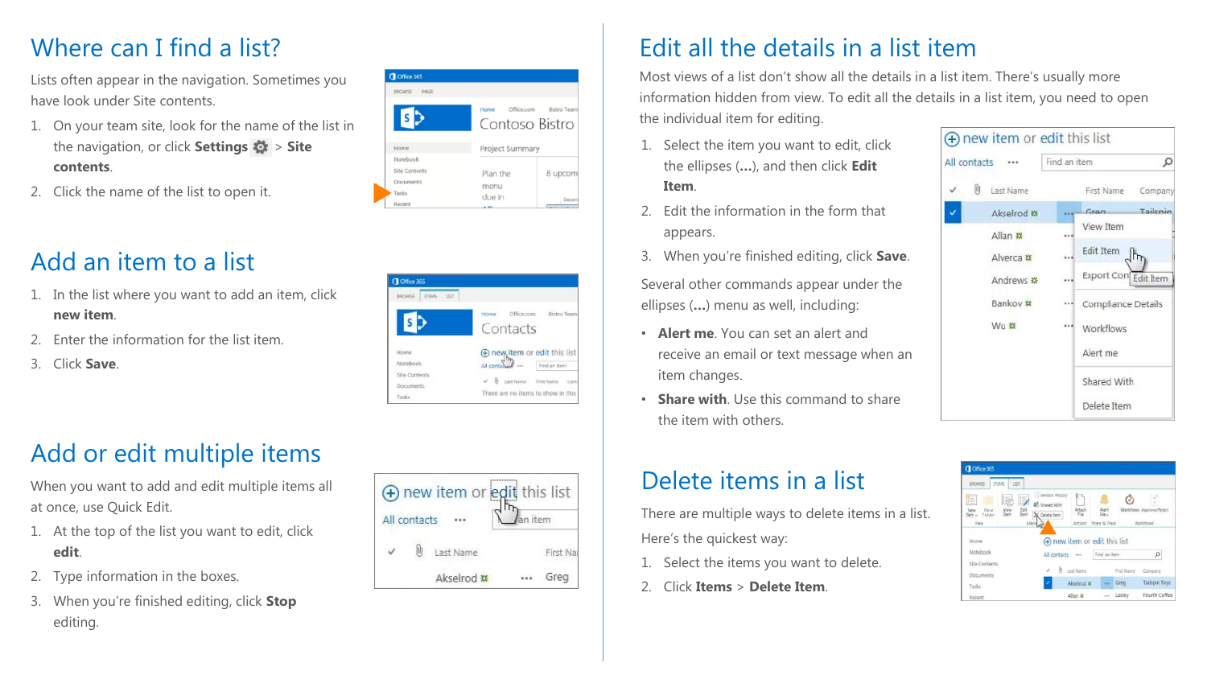## Where can I find a list?

Lists often appear in the navigation. Sometimes you have look under Site contents.

1. On your team site, look for the name of the list in the navigation, or click **Settings** > **Site contents**.
2. Click the name of the list to open it.

## Add an item to a list

1. In the list where you want to add an item, click **new item**.
2. Enter the information for the list item.
3. Click **Save**.

## Add or edit multiple items

When you want to add and edit multiple items all at once, use Quick Edit.

1. At the top of the list you want to edit, click **edit**.
2. Type information in the boxes.
3. When you're finished editing, click **Stop** editing.

## Edit all the details in a list item

Most views of a list don't show all the details in a list item. There's usually more information hidden from view. To edit all the details in a list item, you need to open the individual item for editing.

1. Select the item you want to edit, click the ellipses (**...**), and then click **Edit Item**.
2. Edit the information in the form that appears.
3. When you're finished editing, click **Save**.

Several other commands appear under the ellipses (**...**) menu as well, including:

- **Alert me**. You can set an alert and receive an email or text message when an item changes.
- **Share with**. Use this command to share the item with others.

## Delete items in a list

There are multiple ways to delete items in a list. Here's the quickest way:

1. Select the items you want to delete.
2. Click **Items** > **Delete Item**.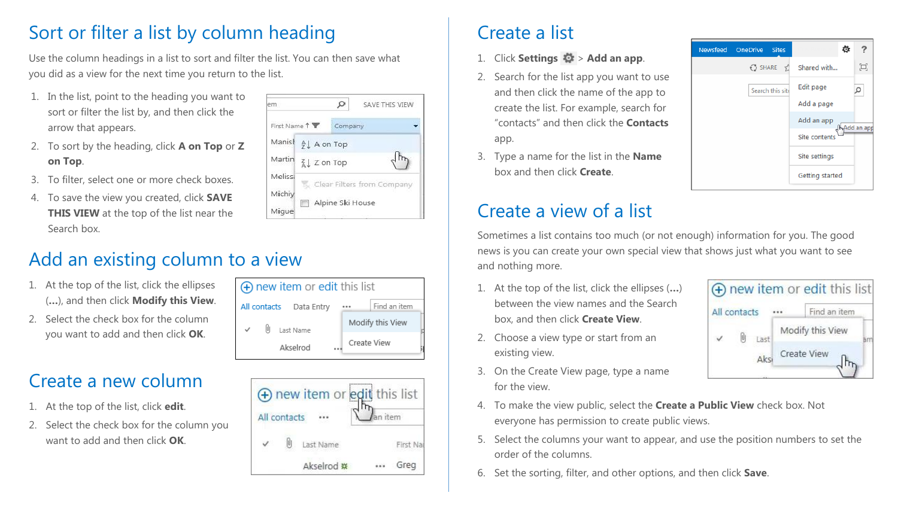## Sort or filter a list by column heading

Use the column headings in a list to sort and filter the list. You can then save what you did as a view for the next time you return to the list.

1. In the list, point to the heading you want to sort or filter the list by, and then click the arrow that appears.
2. To sort by the heading, click **A on Top** or **Z on Top**.
3. To filter, select one or more check boxes.
4. To save the view you created, click **SAVE THIS VIEW** at the top of the list near the Search box.

## Add an existing column to a view

1. At the top of the list, click the ellipses (**...**), and then click **Modify this View**.
2. Select the check box for the column you want to add and then click **OK**.

## Create a new column

1. At the top of the list, click **edit**.
2. Select the check box for the column you want to add and then click **OK**.

## Create a list

1. Click **Settings** > **Add an app**.
2. Search for the list app you want to use and then click the name of the app to create the list. For example, search for "contacts" and then click the **Contacts** app.
3. Type a name for the list in the **Name** box and then click **Create**.

## Create a view of a list

Sometimes a list contains too much (or not enough) information for you. The good news is you can create your own special view that shows just what you want to see and nothing more.

1. At the top of the list, click the ellipses (**...**) between the view names and the Search box, and then click **Create View**.
2. Choose a view type or start from an existing view.
3. On the Create View page, type a name for the view.
4. To make the view public, select the **Create a Public View** check box. Not everyone has permission to create public views.
5. Select the columns your want to appear, and use the position numbers to set the order of the columns.
6. Set the sorting, filter, and other options, and then click **Save**.